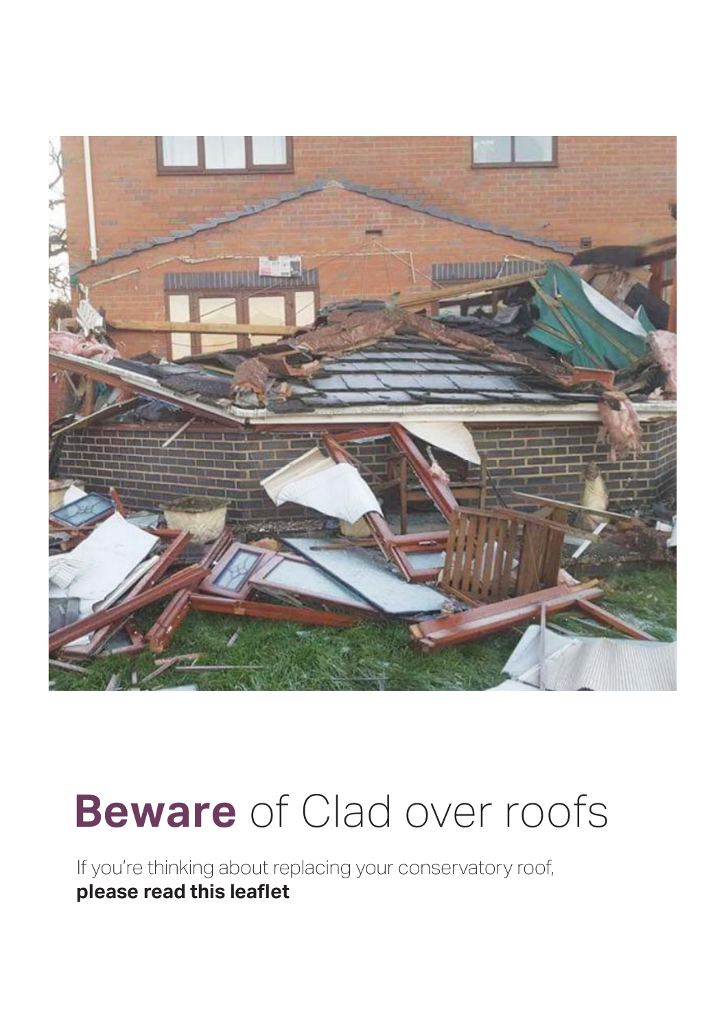# **Beware** of Clad over roofs

If you're thinking about replacing your conservatory roof, **please read this leaflet**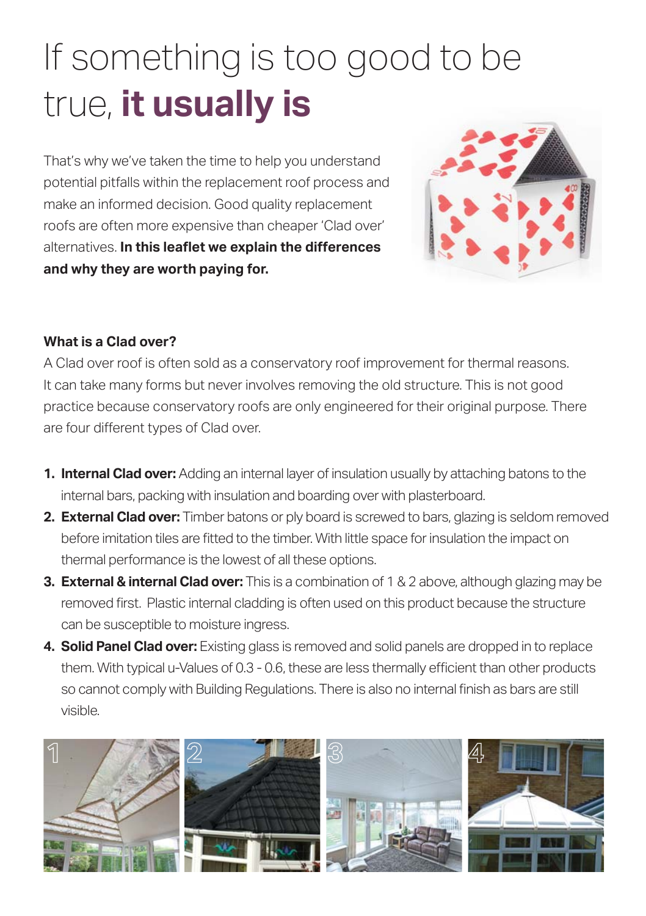# If something is too good to be true, **it usually is**

That's why we've taken the time to help you understand potential pitfalls within the replacement roof process and make an informed decision. Good quality replacement roofs are often more expensive than cheaper 'Clad over' alternatives. **In this leaflet we explain the differences and why they are worth paying for.**

**What is a Clad over?**

A Clad over roof is often sold as a conservatory roof improvement for thermal reasons. It can take many forms but never involves removing the old structure. This is not good practice because conservatory roofs are only engineered for their original purpose. There are four different types of Clad over.

1. **Internal Clad over:** Adding an internal layer of insulation usually by attaching batons to the internal bars, packing with insulation and boarding over with plasterboard.
2. **External Clad over:** Timber batons or ply board is screwed to bars, glazing is seldom removed before imitation tiles are fitted to the timber. With little space for insulation the impact on thermal performance is the lowest of all these options.
3. **External & internal Clad over:** This is a combination of 1 & 2 above, although glazing may be removed first. Plastic internal cladding is often used on this product because the structure can be susceptible to moisture ingress.
4. **Solid Panel Clad over:** Existing glass is removed and solid panels are dropped in to replace them. With typical u-Values of 0.3 - 0.6, these are less thermally efficient than other products so cannot comply with Building Regulations. There is also no internal finish as bars are still visible.

1 2 3 4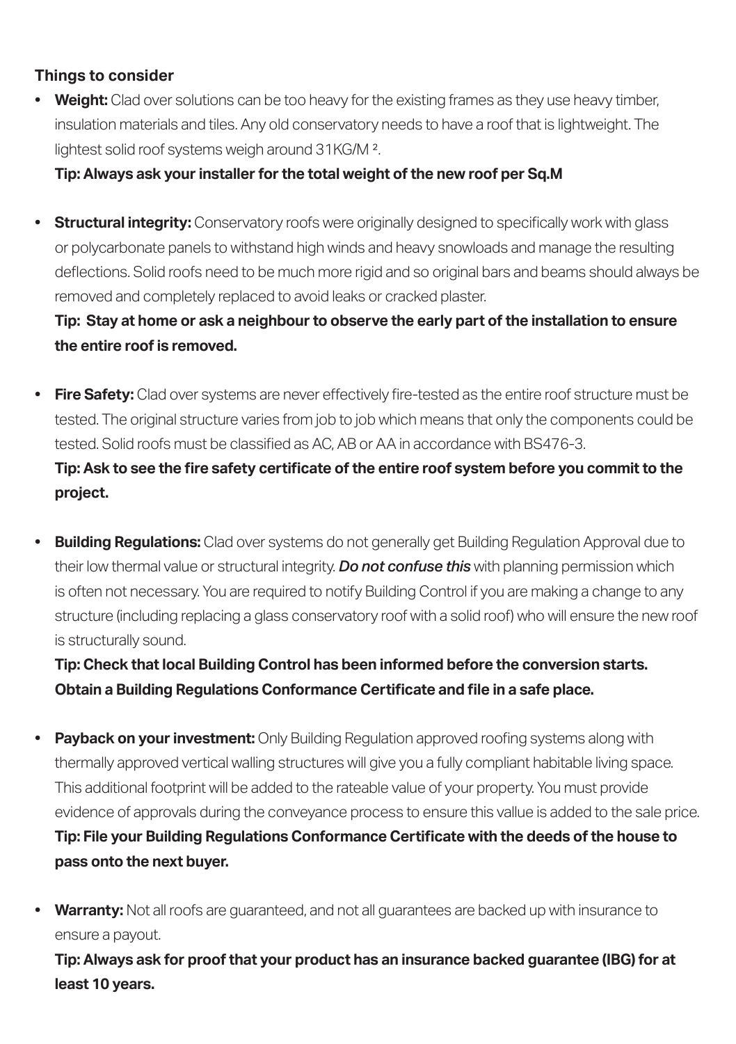**Things to consider**

- **Weight:** Clad over solutions can be too heavy for the existing frames as they use heavy timber, insulation materials and tiles. Any old conservatory needs to have a roof that is lightweight. The lightest solid roof systems weigh around 31KG/M $^2$.

  **Tip: Always ask your installer for the total weight of the new roof per Sq.M**

- **Structural integrity:** Conservatory roofs were originally designed to specifically work with glass or polycarbonate panels to withstand high winds and heavy snowloads and manage the resulting deflections. Solid roofs need to be much more rigid and so original bars and beams should always be removed and completely replaced to avoid leaks or cracked plaster.

  **Tip: Stay at home or ask a neighbour to observe the early part of the installation to ensure the entire roof is removed.**

- **Fire Safety:** Clad over systems are never effectively fire-tested as the entire roof structure must be tested. The original structure varies from job to job which means that only the components could be tested. Solid roofs must be classified as AC, AB or AA in accordance with BS476-3.

  **Tip: Ask to see the fire safety certificate of the entire roof system before you commit to the project.**

- **Building Regulations:** Clad over systems do not generally get Building Regulation Approval due to their low thermal value or structural integrity. ***Do not confuse this*** with planning permission which is often not necessary. You are required to notify Building Control if you are making a change to any structure (including replacing a glass conservatory roof with a solid roof) who will ensure the new roof is structurally sound.

  **Tip: Check that local Building Control has been informed before the conversion starts. Obtain a Building Regulations Conformance Certificate and file in a safe place.**

- **Payback on your investment:** Only Building Regulation approved roofing systems along with thermally approved vertical walling structures will give you a fully compliant habitable living space. This additional footprint will be added to the rateable value of your property. You must provide evidence of approvals during the conveyance process to ensure this vallue is added to the sale price.

  **Tip: File your Building Regulations Conformance Certificate with the deeds of the house to pass onto the next buyer.**

- **Warranty:** Not all roofs are guaranteed, and not all guarantees are backed up with insurance to ensure a payout.

  **Tip: Always ask for proof that your product has an insurance backed guarantee (IBG) for at least 10 years.**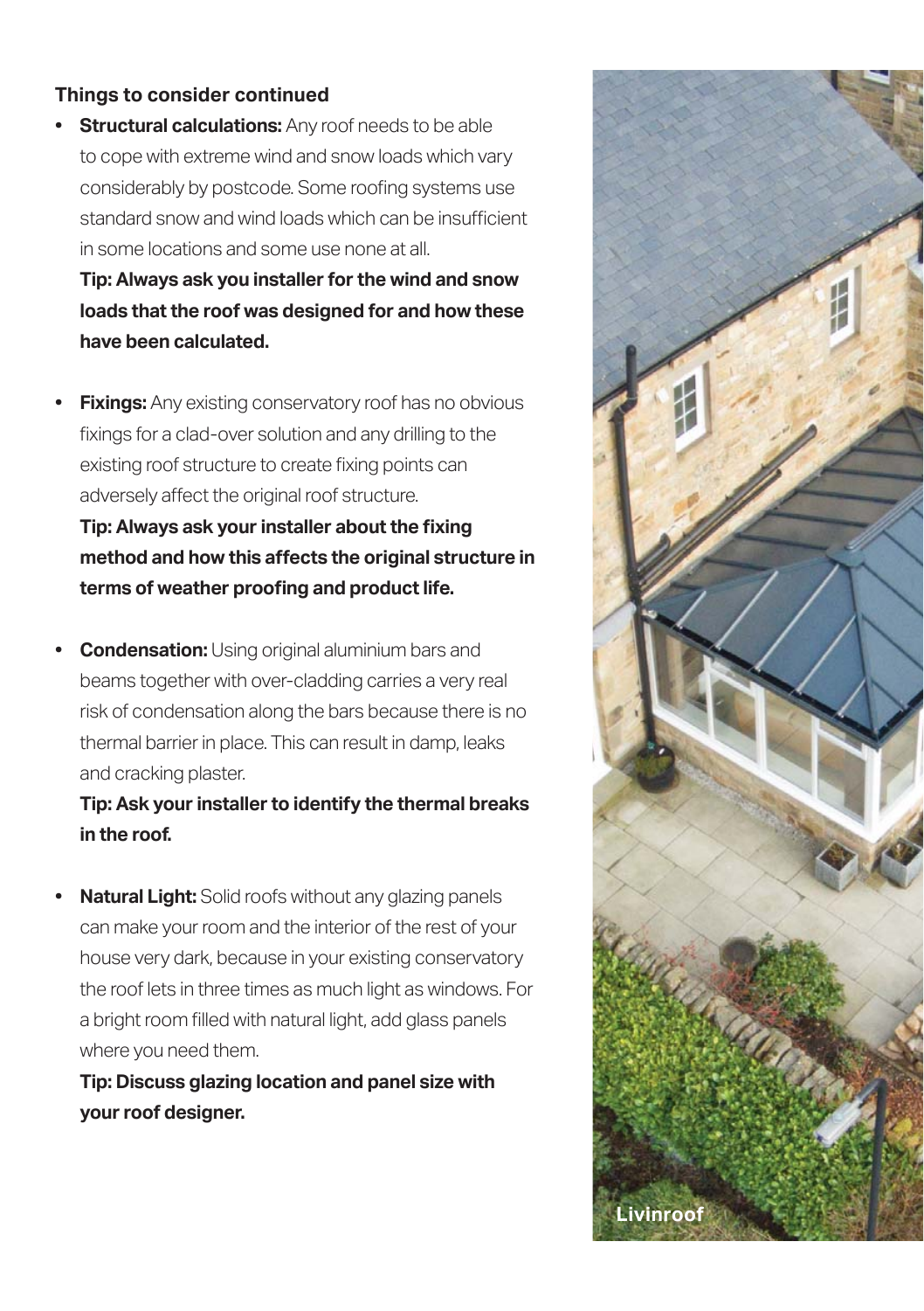### Things to consider continued

- **Structural calculations:** Any roof needs to be able to cope with extreme wind and snow loads which vary considerably by postcode. Some roofing systems use standard snow and wind loads which can be insufficient in some locations and some use none at all.
  **Tip: Always ask you installer for the wind and snow loads that the roof was designed for and how these have been calculated.**

- **Fixings:** Any existing conservatory roof has no obvious fixings for a clad-over solution and any drilling to the existing roof structure to create fixing points can adversely affect the original roof structure.
  **Tip: Always ask your installer about the fixing method and how this affects the original structure in terms of weather proofing and product life.**

- **Condensation:** Using original aluminium bars and beams together with over-cladding carries a very real risk of condensation along the bars because there is no thermal barrier in place. This can result in damp, leaks and cracking plaster.
  **Tip: Ask your installer to identify the thermal breaks in the roof.**

- **Natural Light:** Solid roofs without any glazing panels can make your room and the interior of the rest of your house very dark, because in your existing conservatory the roof lets in three times as much light as windows. For a bright room filled with natural light, add glass panels where you need them.
  **Tip: Discuss glazing location and panel size with your roof designer.**

Livinroof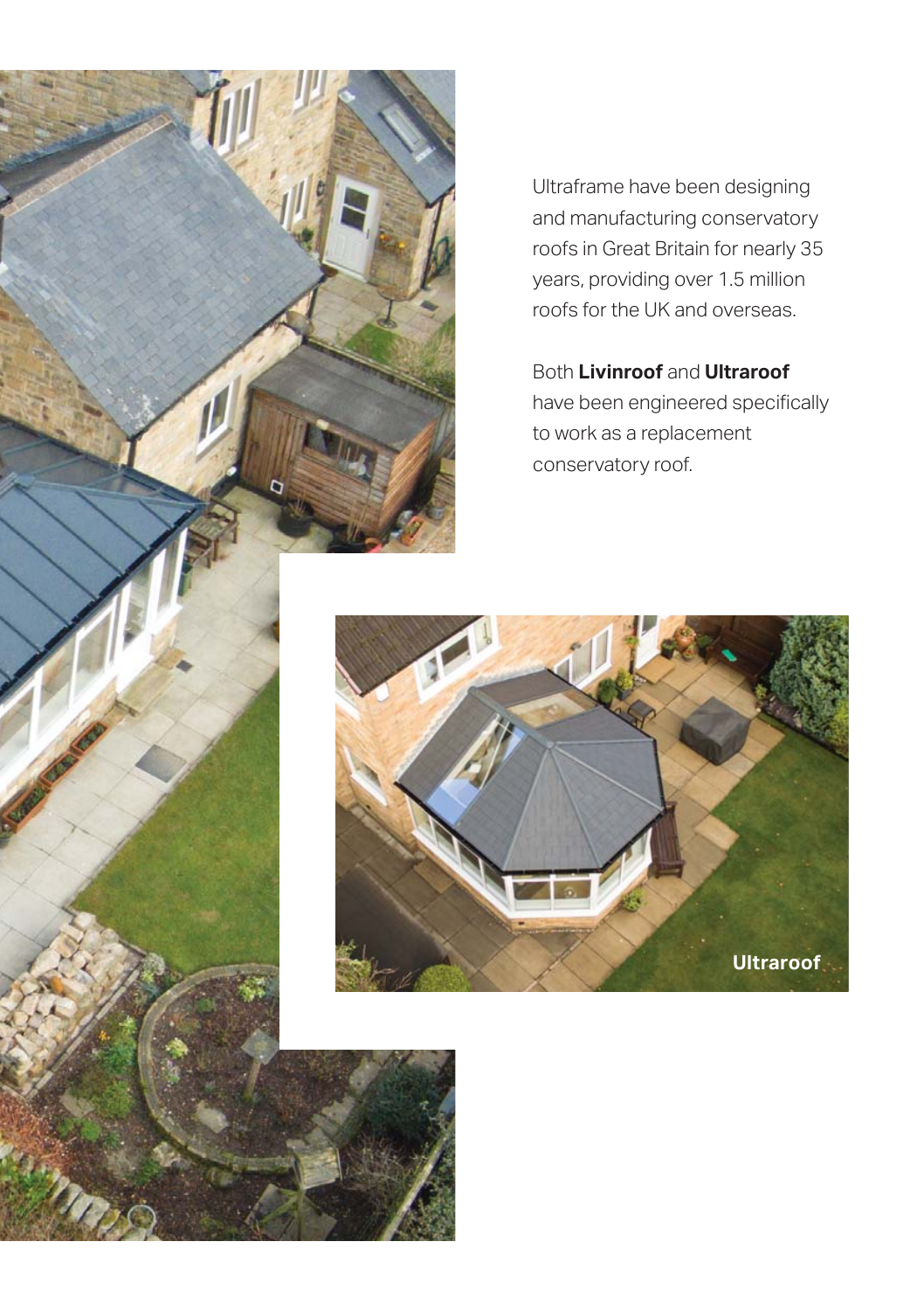Ultraframe have been designing and manufacturing conservatory roofs in Great Britain for nearly 35 years, providing over 1.5 million roofs for the UK and overseas.

Both **Livinroof** and **Ultraroof** have been engineered specifically to work as a replacement conservatory roof.

Ultraroof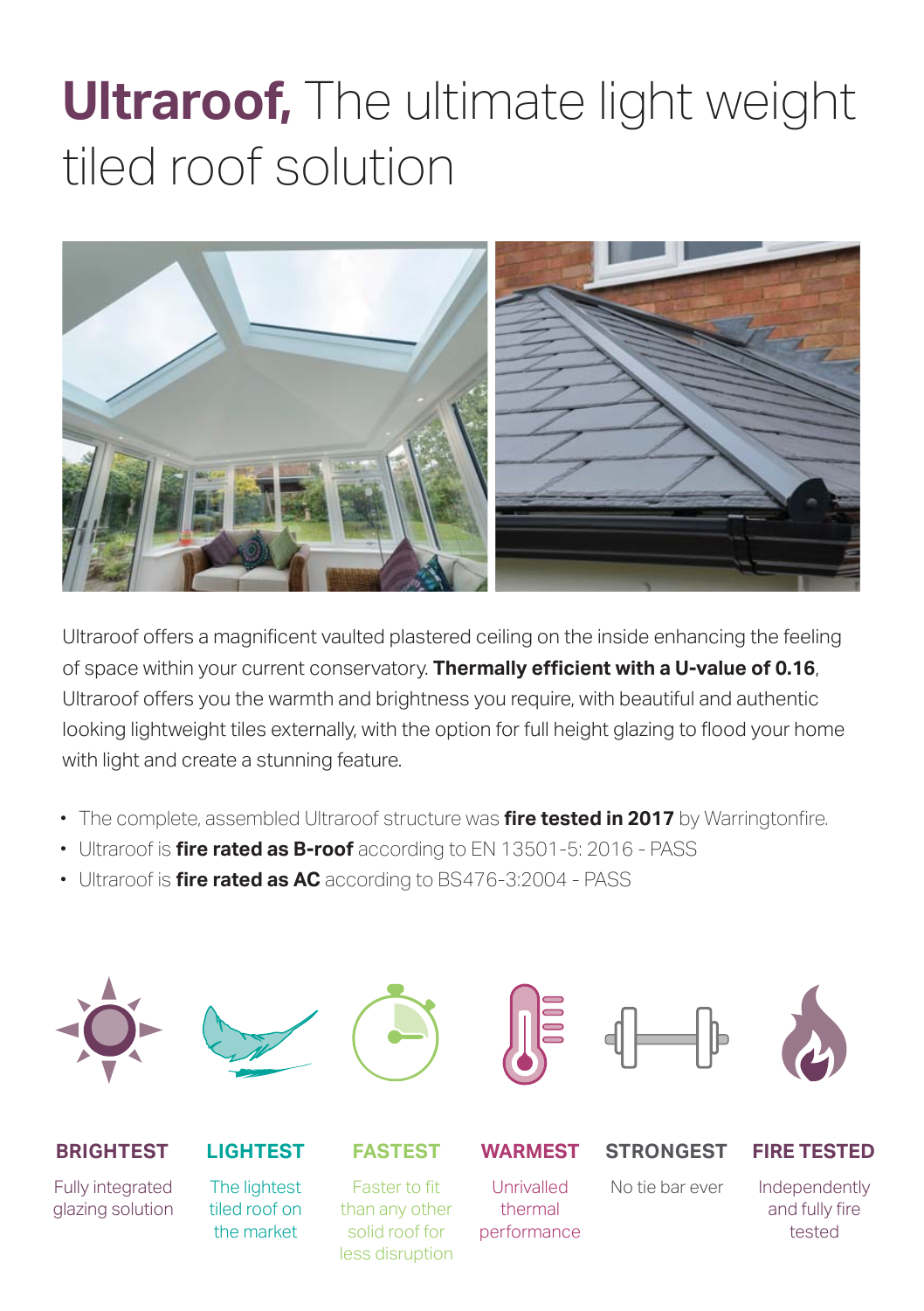# **Ultraroof,** The ultimate light weight tiled roof solution

Ultraroof offers a magnificent vaulted plastered ceiling on the inside enhancing the feeling of space within your current conservatory. **Thermally efficient with a U-value of 0.16**, Ultraroof offers you the warmth and brightness you require, with beautiful and authentic looking lightweight tiles externally, with the option for full height glazing to flood your home with light and create a stunning feature.

- The complete, assembled Ultraroof structure was **fire tested in 2017** by Warringtonfire.
- Ultraroof is **fire rated as B-roof** according to EN 13501-5: 2016 - PASS
- Ultraroof is **fire rated as AC** according to BS476-3:2004 - PASS

**BRIGHTEST**
Fully integrated glazing solution

**LIGHTEST**
The lightest tiled roof on the market

**FASTEST**
Faster to fit than any other solid roof for less disruption

**WARMEST**
Unrivalled thermal performance

**STRONGEST**
No tie bar ever

**FIRE TESTED**
Independently and fully fire tested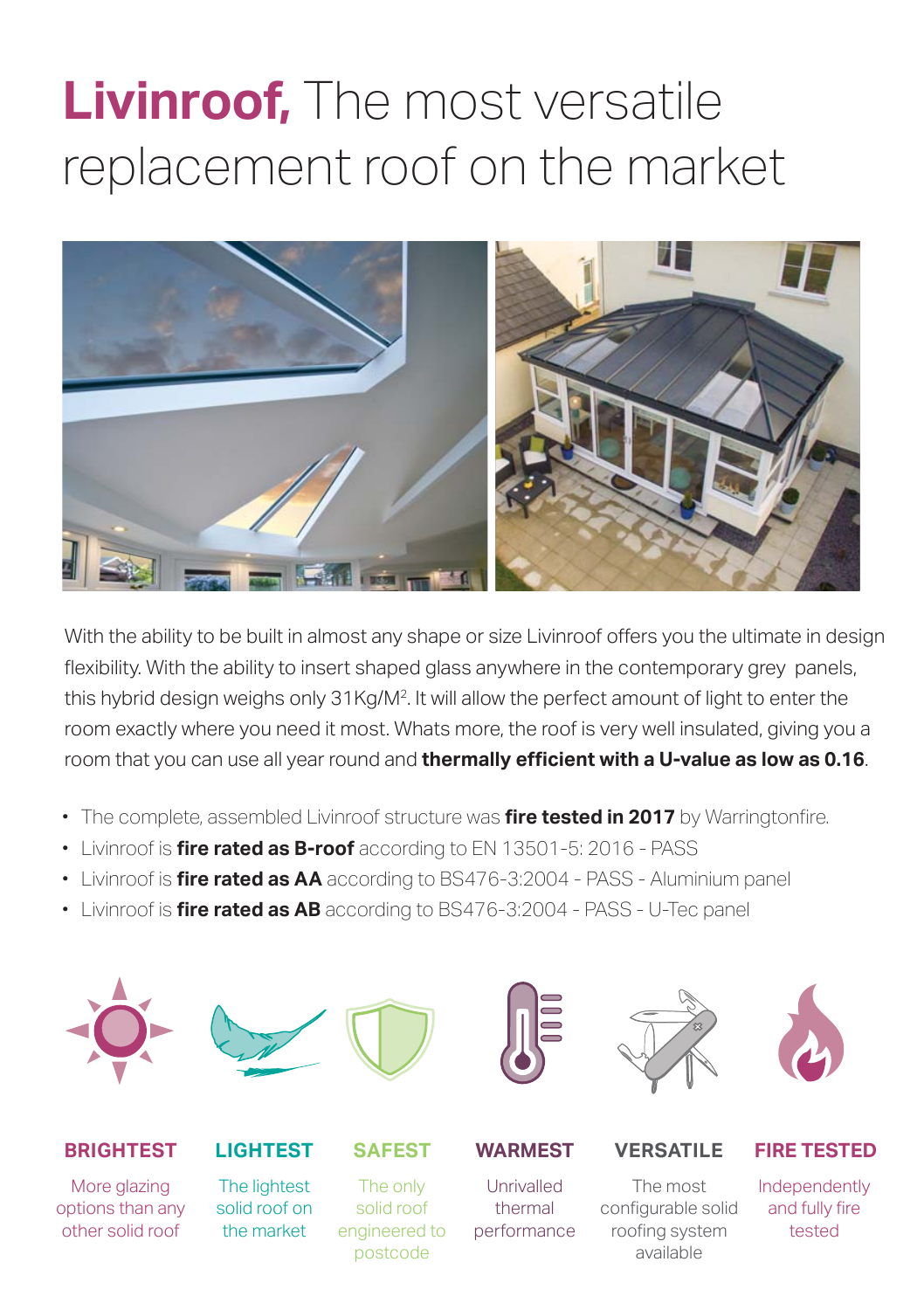# **Livinroof,** The most versatile replacement roof on the market

With the ability to be built in almost any shape or size Livinroof offers you the ultimate in design flexibility. With the ability to insert shaped glass anywhere in the contemporary grey panels, this hybrid design weighs only 31Kg/M². It will allow the perfect amount of light to enter the room exactly where you need it most. Whats more, the roof is very well insulated, giving you a room that you can use all year round and **thermally efficient with a U-value as low as 0.16**.

- The complete, assembled Livinroof structure was **fire tested in 2017** by Warringtonfire.
- Livinroof is **fire rated as B-roof** according to EN 13501-5: 2016 - PASS
- Livinroof is **fire rated as AA** according to BS476-3:2004 - PASS - Aluminium panel
- Livinroof is **fire rated as AB** according to BS476-3:2004 - PASS - U-Tec panel

**BRIGHTEST**
More glazing options than any other solid roof

**LIGHTEST**
The lightest solid roof on the market

**SAFEST**
The only solid roof engineered to postcode

**WARMEST**
Unrivalled thermal performance

**VERSATILE**
The most configurable solid roofing system available

**FIRE TESTED**
Independently and fully fire tested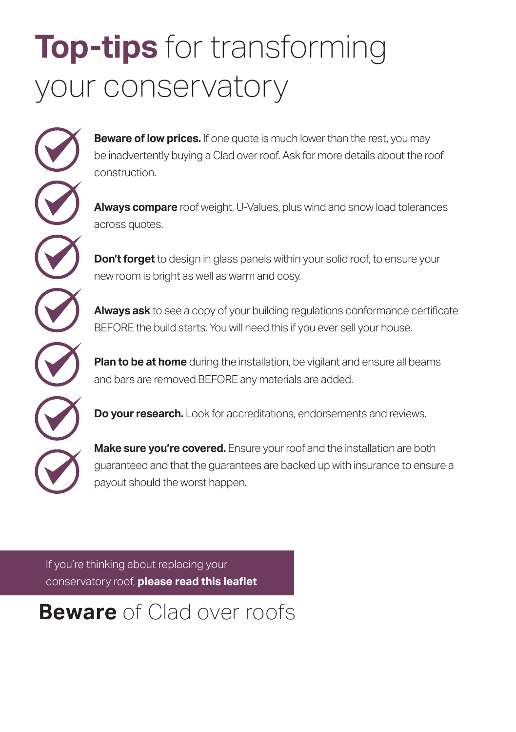# **Top-tips** for transforming your conservatory

- **Beware of low prices.** If one quote is much lower than the rest, you may be inadvertently buying a Clad over roof. Ask for more details about the roof construction.
- **Always compare** roof weight, U-Values, plus wind and snow load tolerances across quotes.
- **Don't forget** to design in glass panels within your solid roof, to ensure your new room is bright as well as warm and cosy.
- **Always ask** to see a copy of your building regulations conformance certificate BEFORE the build starts. You will need this if you ever sell your house.
- **Plan to be at home** during the installation, be vigilant and ensure all beams and bars are removed BEFORE any materials are added.
- **Do your research.** Look for accreditations, endorsements and reviews.
- **Make sure you're covered.** Ensure your roof and the installation are both guaranteed and that the guarantees are backed up with insurance to ensure a payout should the worst happen.

If you're thinking about replacing your conservatory roof, **please read this leaflet**

## **Beware** of Clad over roofs